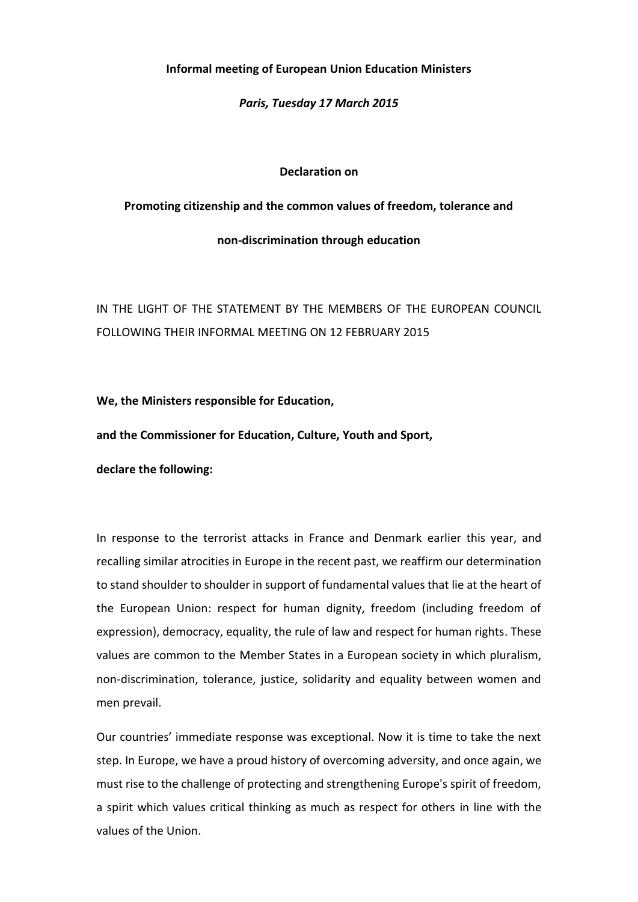**Informal meeting of European Union Education Ministers**

***Paris, Tuesday 17 March 2015***

# Declaration on Promoting citizenship and the common values of freedom, tolerance and non-discrimination through education

IN THE LIGHT OF THE STATEMENT BY THE MEMBERS OF THE EUROPEAN COUNCIL FOLLOWING THEIR INFORMAL MEETING ON 12 FEBRUARY 2015

**We, the Ministers responsible for Education,**

**and the Commissioner for Education, Culture, Youth and Sport,**

**declare the following:**

In response to the terrorist attacks in France and Denmark earlier this year, and recalling similar atrocities in Europe in the recent past, we reaffirm our determination to stand shoulder to shoulder in support of fundamental values that lie at the heart of the European Union: respect for human dignity, freedom (including freedom of expression), democracy, equality, the rule of law and respect for human rights. These values are common to the Member States in a European society in which pluralism, non-discrimination, tolerance, justice, solidarity and equality between women and men prevail.

Our countries' immediate response was exceptional. Now it is time to take the next step. In Europe, we have a proud history of overcoming adversity, and once again, we must rise to the challenge of protecting and strengthening Europe's spirit of freedom, a spirit which values critical thinking as much as respect for others in line with the values of the Union.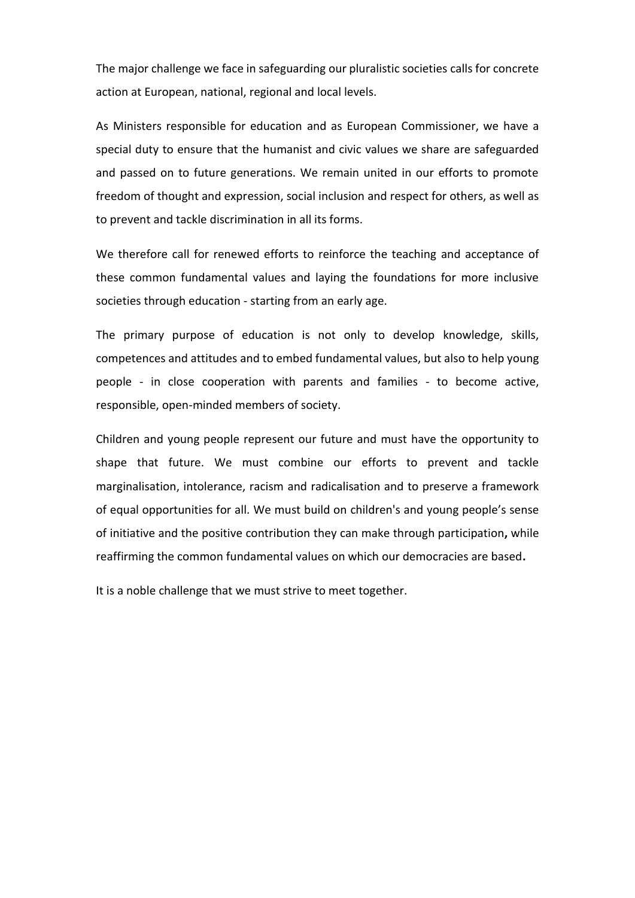The major challenge we face in safeguarding our pluralistic societies calls for concrete action at European, national, regional and local levels.

As Ministers responsible for education and as European Commissioner, we have a special duty to ensure that the humanist and civic values we share are safeguarded and passed on to future generations. We remain united in our efforts to promote freedom of thought and expression, social inclusion and respect for others, as well as to prevent and tackle discrimination in all its forms.

We therefore call for renewed efforts to reinforce the teaching and acceptance of these common fundamental values and laying the foundations for more inclusive societies through education - starting from an early age.

The primary purpose of education is not only to develop knowledge, skills, competences and attitudes and to embed fundamental values, but also to help young people - in close cooperation with parents and families - to become active, responsible, open-minded members of society.

Children and young people represent our future and must have the opportunity to shape that future. We must combine our efforts to prevent and tackle marginalisation, intolerance, racism and radicalisation and to preserve a framework of equal opportunities for all. We must build on children's and young people's sense of initiative and the positive contribution they can make through participation**,** while reaffirming the common fundamental values on which our democracies are based**.**

It is a noble challenge that we must strive to meet together.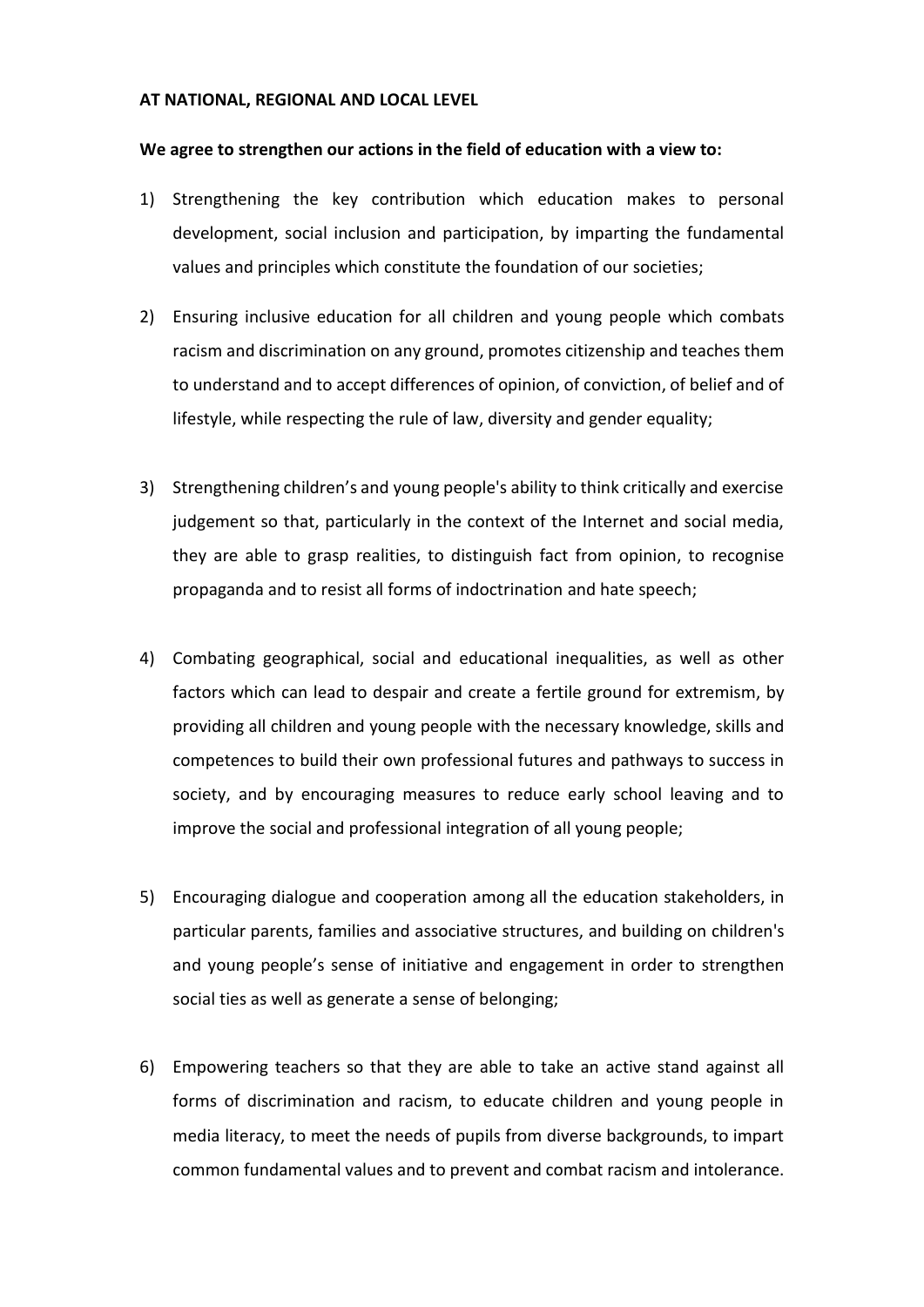**AT NATIONAL, REGIONAL AND LOCAL LEVEL**

**We agree to strengthen our actions in the field of education with a view to:**

1) Strengthening the key contribution which education makes to personal development, social inclusion and participation, by imparting the fundamental values and principles which constitute the foundation of our societies;

2) Ensuring inclusive education for all children and young people which combats racism and discrimination on any ground, promotes citizenship and teaches them to understand and to accept differences of opinion, of conviction, of belief and of lifestyle, while respecting the rule of law, diversity and gender equality;

3) Strengthening children's and young people's ability to think critically and exercise judgement so that, particularly in the context of the Internet and social media, they are able to grasp realities, to distinguish fact from opinion, to recognise propaganda and to resist all forms of indoctrination and hate speech;

4) Combating geographical, social and educational inequalities, as well as other factors which can lead to despair and create a fertile ground for extremism, by providing all children and young people with the necessary knowledge, skills and competences to build their own professional futures and pathways to success in society, and by encouraging measures to reduce early school leaving and to improve the social and professional integration of all young people;

5) Encouraging dialogue and cooperation among all the education stakeholders, in particular parents, families and associative structures, and building on children's and young people's sense of initiative and engagement in order to strengthen social ties as well as generate a sense of belonging;

6) Empowering teachers so that they are able to take an active stand against all forms of discrimination and racism, to educate children and young people in media literacy, to meet the needs of pupils from diverse backgrounds, to impart common fundamental values and to prevent and combat racism and intolerance.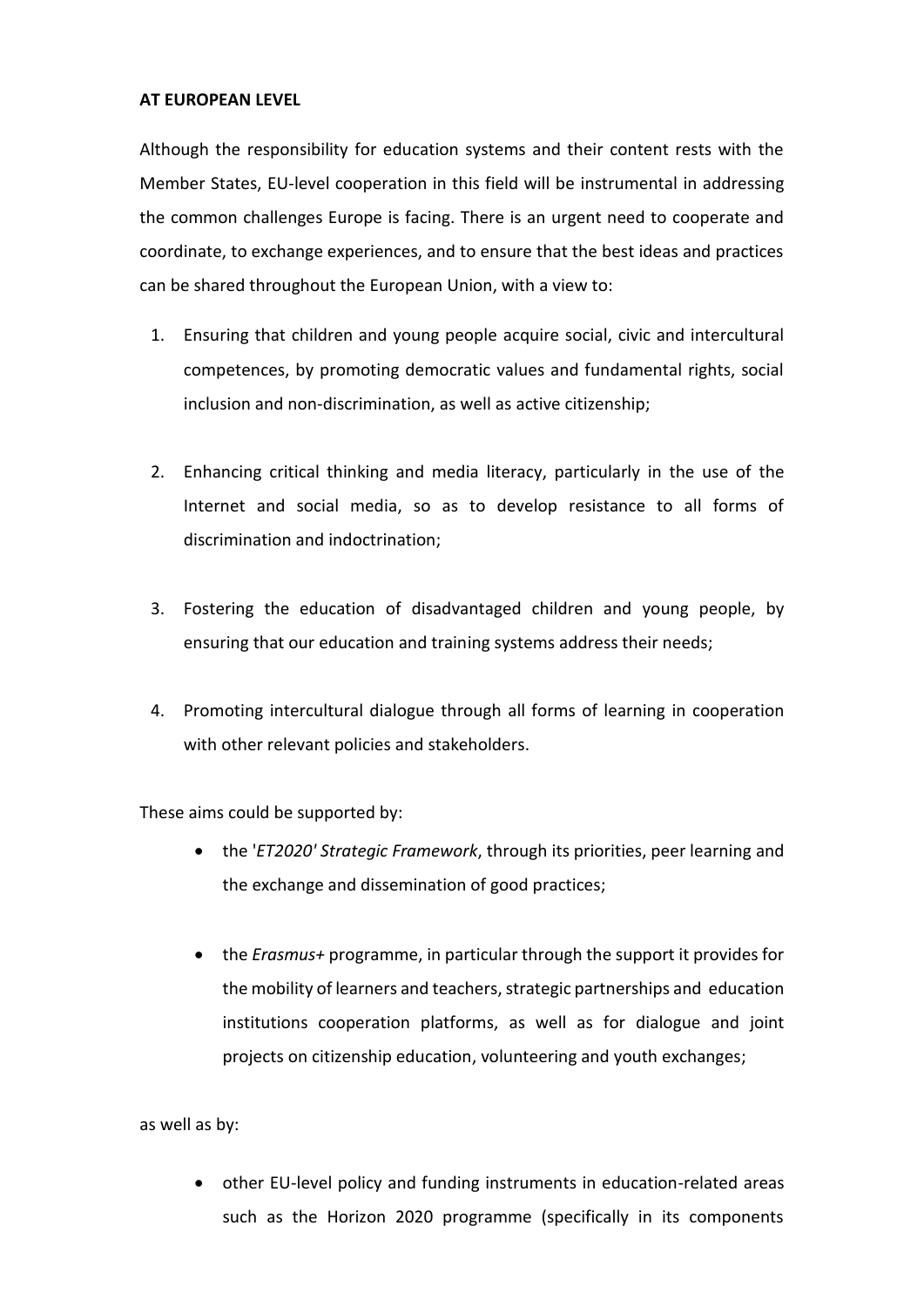**AT EUROPEAN LEVEL**

Although the responsibility for education systems and their content rests with the Member States, EU-level cooperation in this field will be instrumental in addressing the common challenges Europe is facing. There is an urgent need to cooperate and coordinate, to exchange experiences, and to ensure that the best ideas and practices can be shared throughout the European Union, with a view to:

1. Ensuring that children and young people acquire social, civic and intercultural competences, by promoting democratic values and fundamental rights, social inclusion and non-discrimination, as well as active citizenship;

2. Enhancing critical thinking and media literacy, particularly in the use of the Internet and social media, so as to develop resistance to all forms of discrimination and indoctrination;

3. Fostering the education of disadvantaged children and young people, by ensuring that our education and training systems address their needs;

4. Promoting intercultural dialogue through all forms of learning in cooperation with other relevant policies and stakeholders.

These aims could be supported by:

- the '*ET2020' Strategic Framework*, through its priorities, peer learning and the exchange and dissemination of good practices;

- the *Erasmus+* programme, in particular through the support it provides for the mobility of learners and teachers, strategic partnerships and education institutions cooperation platforms, as well as for dialogue and joint projects on citizenship education, volunteering and youth exchanges;

as well as by:

- other EU-level policy and funding instruments in education-related areas such as the Horizon 2020 programme (specifically in its components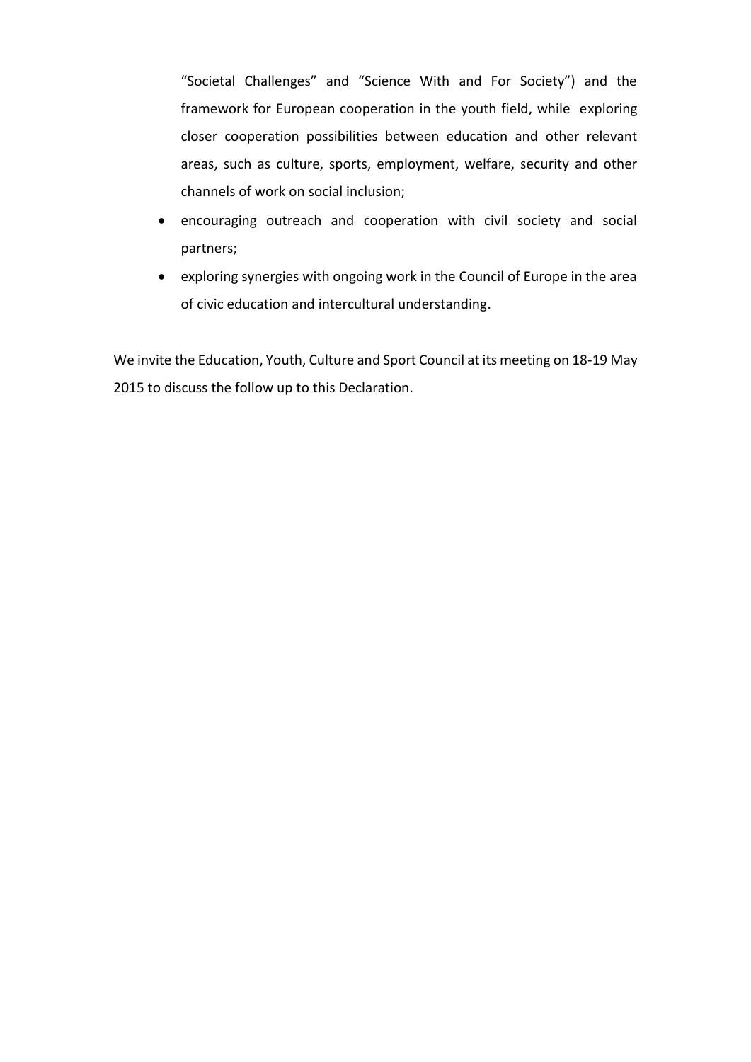“Societal Challenges” and “Science With and For Society”) and the framework for European cooperation in the youth field, while exploring closer cooperation possibilities between education and other relevant areas, such as culture, sports, employment, welfare, security and other channels of work on social inclusion;

- encouraging outreach and cooperation with civil society and social partners;
- exploring synergies with ongoing work in the Council of Europe in the area of civic education and intercultural understanding.

We invite the Education, Youth, Culture and Sport Council at its meeting on 18-19 May 2015 to discuss the follow up to this Declaration.